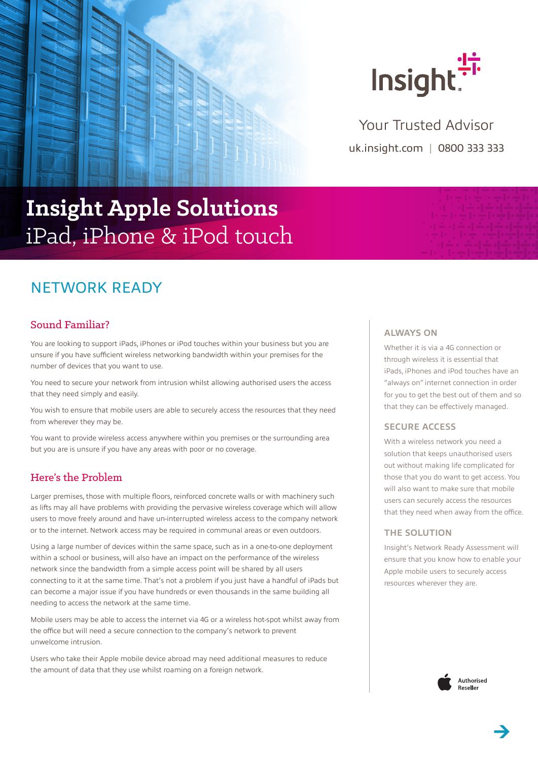Insight

Your Trusted Advisor

uk.insight.com | 0800 333 333

# Insight Apple Solutions
iPad, iPhone & iPod touch

## NETWORK READY

### Sound Familiar?

You are looking to support iPads, iPhones or iPod touches within your business but you are unsure if you have sufficient wireless networking bandwidth within your premises for the number of devices that you want to use.

You need to secure your network from intrusion whilst allowing authorised users the access that they need simply and easily.

You wish to ensure that mobile users are able to securely access the resources that they need from wherever they may be.

You want to provide wireless access anywhere within you premises or the surrounding area but you are is unsure if you have any areas with poor or no coverage.

### Here's the Problem

Larger premises, those with multiple floors, reinforced concrete walls or with machinery such as lifts may all have problems with providing the pervasive wireless coverage which will allow users to move freely around and have un-interrupted wireless access to the company network or to the internet. Network access may be required in communal areas or even outdoors.

Using a large number of devices within the same space, such as in a one-to-one deployment within a school or business, will also have an impact on the performance of the wireless network since the bandwidth from a simple access point will be shared by all users connecting to it at the same time. That's not a problem if you just have a handful of iPads but can become a major issue if you have hundreds or even thousands in the same building all needing to access the network at the same time.

Mobile users may be able to access the internet via 4G or a wireless hot-spot whilst away from the office but will need a secure connection to the company's network to prevent unwelcome intrusion.

Users who take their Apple mobile device abroad may need additional measures to reduce the amount of data that they use whilst roaming on a foreign network.

### ALWAYS ON

Whether it is via a 4G connection or through wireless it is essential that iPads, iPhones and iPod touches have an "always on" internet connection in order for you to get the best out of them and so that they can be effectively managed.

### SECURE ACCESS

With a wireless network you need a solution that keeps unauthorised users out without making life complicated for those that you do want to get access. You will also want to make sure that mobile users can securely access the resources that they need when away from the office.

### THE SOLUTION

Insight's Network Ready Assessment will ensure that you know how to enable your Apple mobile users to securely access resources wherever they are.

Authorised Reseller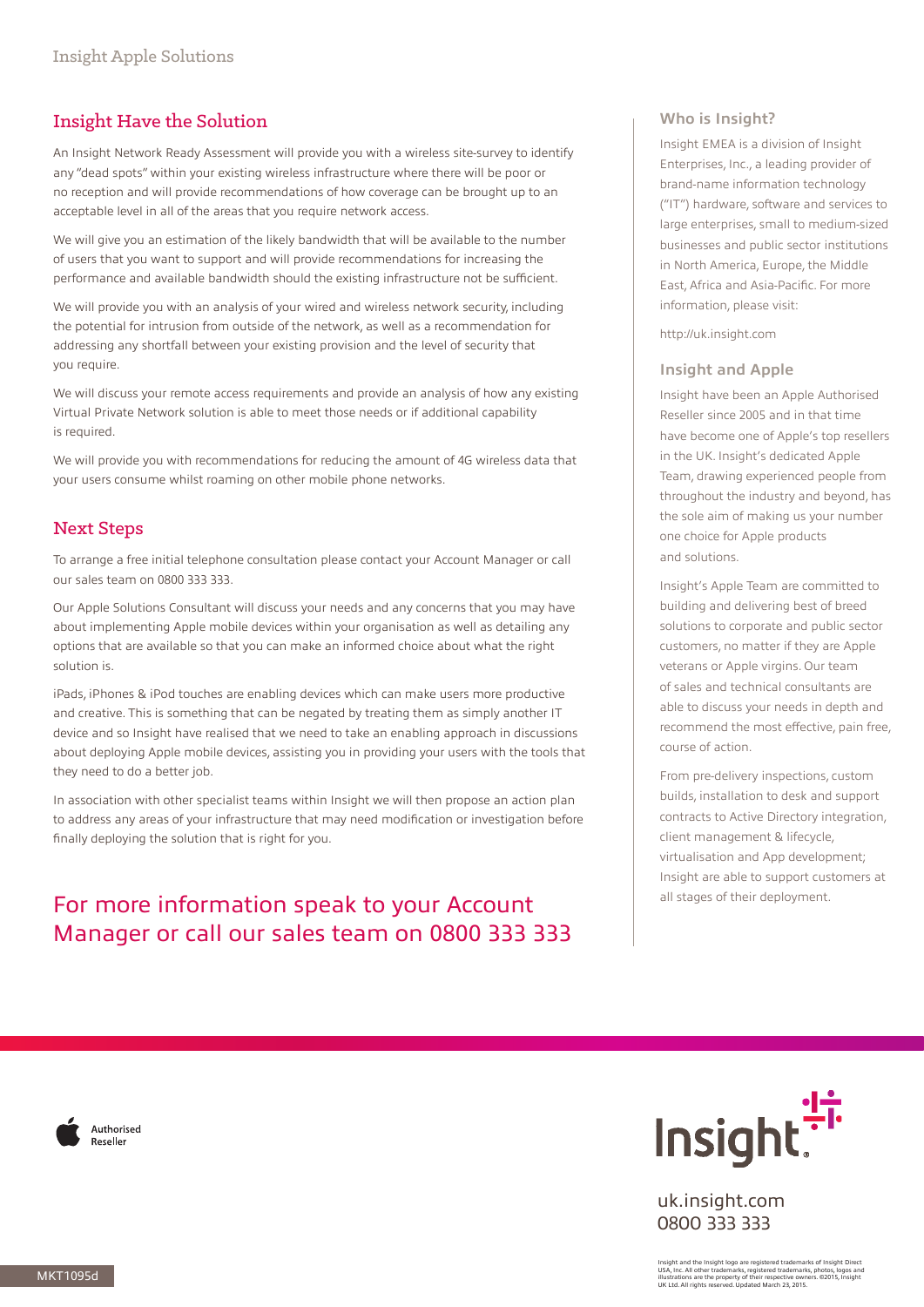## Insight Have the Solution

An Insight Network Ready Assessment will provide you with a wireless site-survey to identify any "dead spots" within your existing wireless infrastructure where there will be poor or no reception and will provide recommendations of how coverage can be brought up to an acceptable level in all of the areas that you require network access.

We will give you an estimation of the likely bandwidth that will be available to the number of users that you want to support and will provide recommendations for increasing the performance and available bandwidth should the existing infrastructure not be sufficient.

We will provide you with an analysis of your wired and wireless network security, including the potential for intrusion from outside of the network, as well as a recommendation for addressing any shortfall between your existing provision and the level of security that you require.

We will discuss your remote access requirements and provide an analysis of how any existing Virtual Private Network solution is able to meet those needs or if additional capability is required.

We will provide you with recommendations for reducing the amount of 4G wireless data that your users consume whilst roaming on other mobile phone networks.

## Next Steps

To arrange a free initial telephone consultation please contact your Account Manager or call our sales team on 0800 333 333.

Our Apple Solutions Consultant will discuss your needs and any concerns that you may have about implementing Apple mobile devices within your organisation as well as detailing any options that are available so that you can make an informed choice about what the right solution is.

iPads, iPhones & iPod touches are enabling devices which can make users more productive and creative. This is something that can be negated by treating them as simply another IT device and so Insight have realised that we need to take an enabling approach in discussions about deploying Apple mobile devices, assisting you in providing your users with the tools that they need to do a better job.

In association with other specialist teams within Insight we will then propose an action plan to address any areas of your infrastructure that may need modification or investigation before finally deploying the solution that is right for you.

## For more information speak to your Account Manager or call our sales team on 0800 333 333

### Who is Insight?

Insight EMEA is a division of Insight Enterprises, Inc., a leading provider of brand-name information technology ("IT") hardware, software and services to large enterprises, small to medium-sized businesses and public sector institutions in North America, Europe, the Middle East, Africa and Asia-Pacific. For more information, please visit:

http://uk.insight.com

### Insight and Apple

Insight have been an Apple Authorised Reseller since 2005 and in that time have become one of Apple's top resellers in the UK. Insight's dedicated Apple Team, drawing experienced people from throughout the industry and beyond, has the sole aim of making us your number one choice for Apple products and solutions.

Insight's Apple Team are committed to building and delivering best of breed solutions to corporate and public sector customers, no matter if they are Apple veterans or Apple virgins. Our team of sales and technical consultants are able to discuss your needs in depth and recommend the most effective, pain free, course of action.

From pre-delivery inspections, custom builds, installation to desk and support contracts to Active Directory integration, client management & lifecycle, virtualisation and App development; Insight are able to support customers at all stages of their deployment.

Authorised Reseller

Insight

uk.insight.com
0800 333 333

Insight and the Insight logo are registered trademarks of Insight Direct USA, Inc. All other trademarks, registered trademarks, photos, logos and illustrations are the property of their respective owners. ©2015, Insight UK Ltd. All rights reserved. Updated March 23, 2015.

MKT1095d